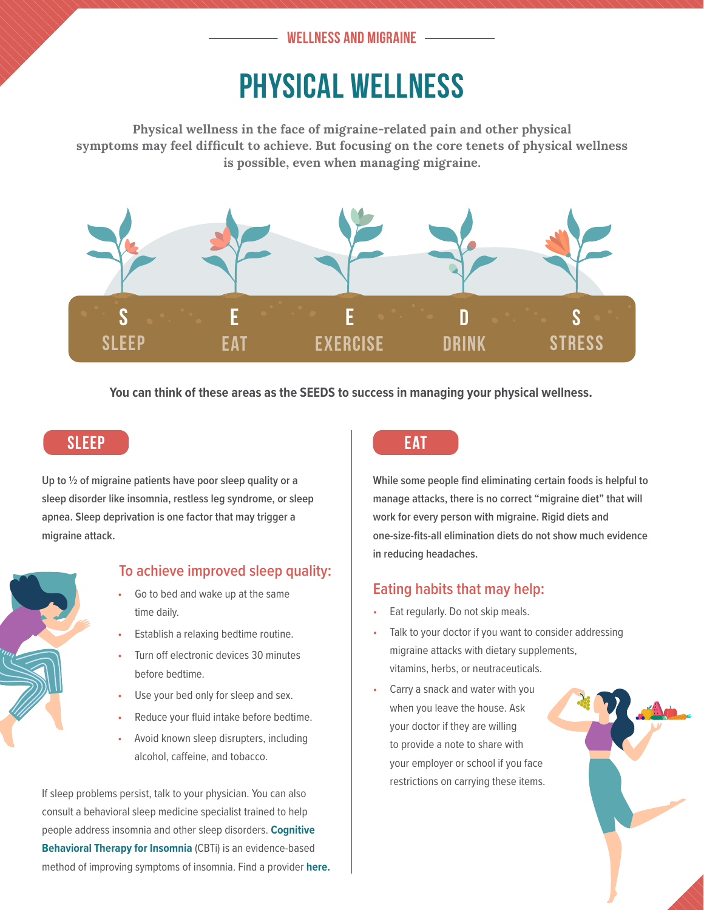WELLNESS AND MIGRAINE

# PHYSICAL WELLNESS

**Physical wellness in the face of migraine-related pain and other physical symptoms may feel difficult to achieve. But focusing on the core tenets of physical wellness is possible, even when managing migraine.**

S SLEEP

E EAT

E EXERCISE

D DRINK

S STRESS

**You can think of these areas as the SEEDS to success in managing your physical wellness.**

## SLEEP

**Up to ½ of migraine patients have poor sleep quality or a sleep disorder like insomnia, restless leg syndrome, or sleep apnea. Sleep deprivation is one factor that may trigger a migraine attack.**

### To achieve improved sleep quality:

- Go to bed and wake up at the same time daily.
- Establish a relaxing bedtime routine.
- Turn off electronic devices 30 minutes before bedtime.
- Use your bed only for sleep and sex.
- Reduce your fluid intake before bedtime.
- Avoid known sleep disrupters, including alcohol, caffeine, and tobacco.

If sleep problems persist, talk to your physician. You can also consult a behavioral sleep medicine specialist trained to help people address insomnia and other sleep disorders. **Cognitive Behavioral Therapy for Insomnia** (CBTi) is an evidence-based method of improving symptoms of insomnia. Find a provider **here.**

## EAT

**While some people find eliminating certain foods is helpful to manage attacks, there is no correct "migraine diet" that will work for every person with migraine. Rigid diets and one-size-fits-all elimination diets do not show much evidence in reducing headaches.**

### Eating habits that may help:

- Eat regularly. Do not skip meals.
- Talk to your doctor if you want to consider addressing migraine attacks with dietary supplements, vitamins, herbs, or neutraceuticals.
- Carry a snack and water with you when you leave the house. Ask your doctor if they are willing to provide a note to share with your employer or school if you face restrictions on carrying these items.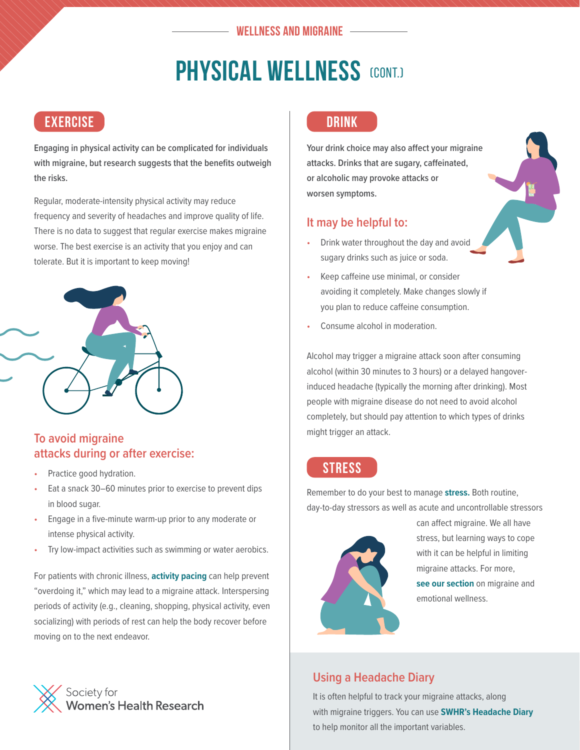WELLNESS AND MIGRAINE

# PHYSICAL WELLNESS (CONT.)

## EXERCISE

**Engaging in physical activity can be complicated for individuals with migraine, but research suggests that the benefits outweigh the risks.**

Regular, moderate-intensity physical activity may reduce frequency and severity of headaches and improve quality of life. There is no data to suggest that regular exercise makes migraine worse. The best exercise is an activity that you enjoy and can tolerate. But it is important to keep moving!

### To avoid migraine attacks during or after exercise:

- Practice good hydration.
- Eat a snack 30–60 minutes prior to exercise to prevent dips in blood sugar.
- Engage in a five-minute warm-up prior to any moderate or intense physical activity.
- Try low-impact activities such as swimming or water aerobics.

For patients with chronic illness, **activity pacing** can help prevent "overdoing it," which may lead to a migraine attack. Interspersing periods of activity (e.g., cleaning, shopping, physical activity, even socializing) with periods of rest can help the body recover before moving on to the next endeavor.

## DRINK

**Your drink choice may also affect your migraine attacks. Drinks that are sugary, caffeinated, or alcoholic may provoke attacks or worsen symptoms.**

### It may be helpful to:

- Drink water throughout the day and avoid sugary drinks such as juice or soda.
- Keep caffeine use minimal, or consider avoiding it completely. Make changes slowly if you plan to reduce caffeine consumption.
- Consume alcohol in moderation.

Alcohol may trigger a migraine attack soon after consuming alcohol (within 30 minutes to 3 hours) or a delayed hangover-induced headache (typically the morning after drinking). Most people with migraine disease do not need to avoid alcohol completely, but should pay attention to which types of drinks might trigger an attack.

## STRESS

Remember to do your best to manage **stress.** Both routine, day-to-day stressors as well as acute and uncontrollable stressors can affect migraine. We all have stress, but learning ways to cope with it can be helpful in limiting migraine attacks. For more, **see our section** on migraine and emotional wellness.

### Using a Headache Diary

It is often helpful to track your migraine attacks, along with migraine triggers. You can use **SWHR's Headache Diary** to help monitor all the important variables.

Society for Women's Health Research